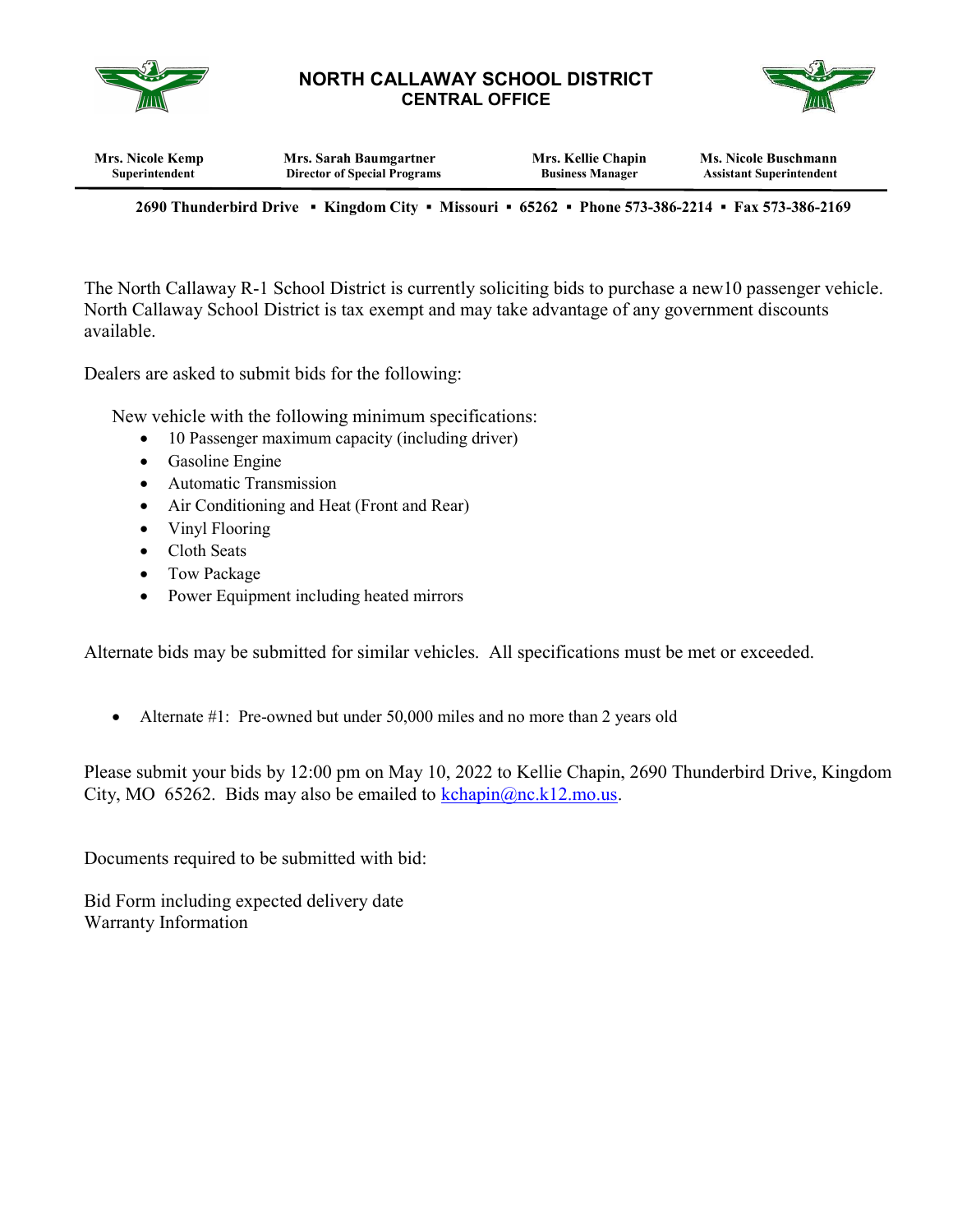# NORTH CALLAWAY SCHOOL DISTRICT
## CENTRAL OFFICE

| Mrs. Nicole Kemp | Mrs. Sarah Baumgartner | Mrs. Kellie Chapin | Ms. Nicole Buschmann |
|---|---|---|---|
| Superintendent | Director of Special Programs | Business Manager | Assistant Superintendent |

**2690 Thunderbird Drive ▪ Kingdom City ▪ Missouri ▪ 65262 ▪ Phone 573-386-2214 ▪ Fax 573-386-2169**

The North Callaway R-1 School District is currently soliciting bids to purchase a new10 passenger vehicle. North Callaway School District is tax exempt and may take advantage of any government discounts available.

Dealers are asked to submit bids for the following:

New vehicle with the following minimum specifications:

- 10 Passenger maximum capacity (including driver)
- Gasoline Engine
- Automatic Transmission
- Air Conditioning and Heat (Front and Rear)
- Vinyl Flooring
- Cloth Seats
- Tow Package
- Power Equipment including heated mirrors

Alternate bids may be submitted for similar vehicles. All specifications must be met or exceeded.

- Alternate #1: Pre-owned but under 50,000 miles and no more than 2 years old

Please submit your bids by 12:00 pm on May 10, 2022 to Kellie Chapin, 2690 Thunderbird Drive, Kingdom City, MO 65262. Bids may also be emailed to kchapin@nc.k12.mo.us.

Documents required to be submitted with bid:

Bid Form including expected delivery date
Warranty Information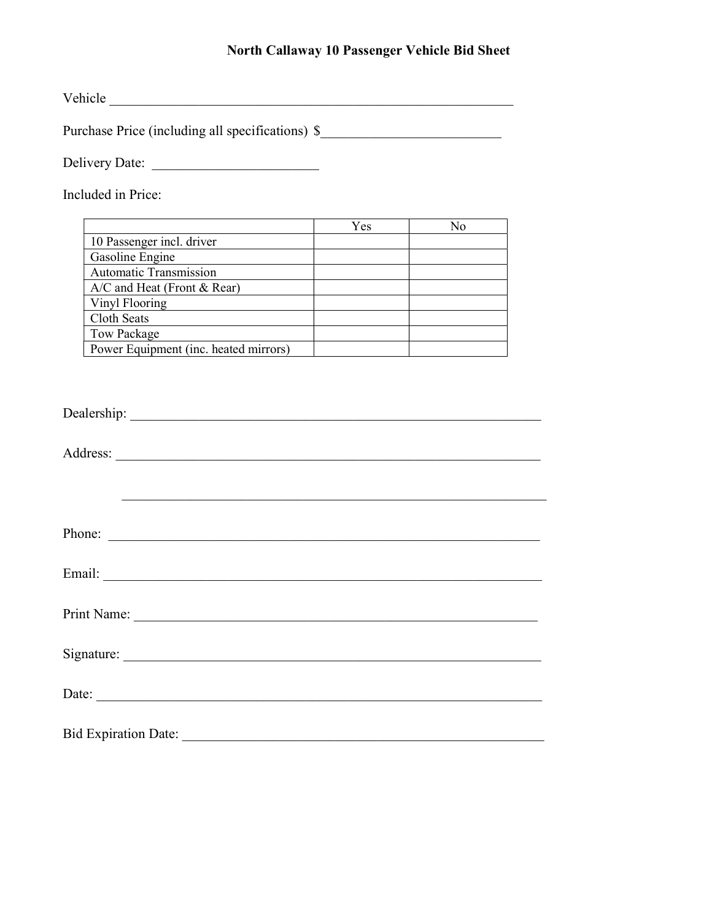# North Callaway 10 Passenger Vehicle Bid Sheet

Vehicle ___________________________________________________________

Purchase Price (including all specifications) $_________________________

Delivery Date: ________________________

Included in Price:

| | Yes | No |
|---|---|---|
| 10 Passenger incl. driver | | |
| Gasoline Engine | | |
| Automatic Transmission | | |
| A/C and Heat (Front & Rear) | | |
| Vinyl Flooring | | |
| Cloth Seats | | |
| Tow Package | | |
| Power Equipment (inc. heated mirrors) | | |

Dealership: ___________________________________________________________

Address: _____________________________________________________________

_____________________________________________________________

Phone: ______________________________________________________________

Email: ______________________________________________________________

Print Name: __________________________________________________________

Signature: ___________________________________________________________

Date: _______________________________________________________________

Bid Expiration Date: ____________________________________________________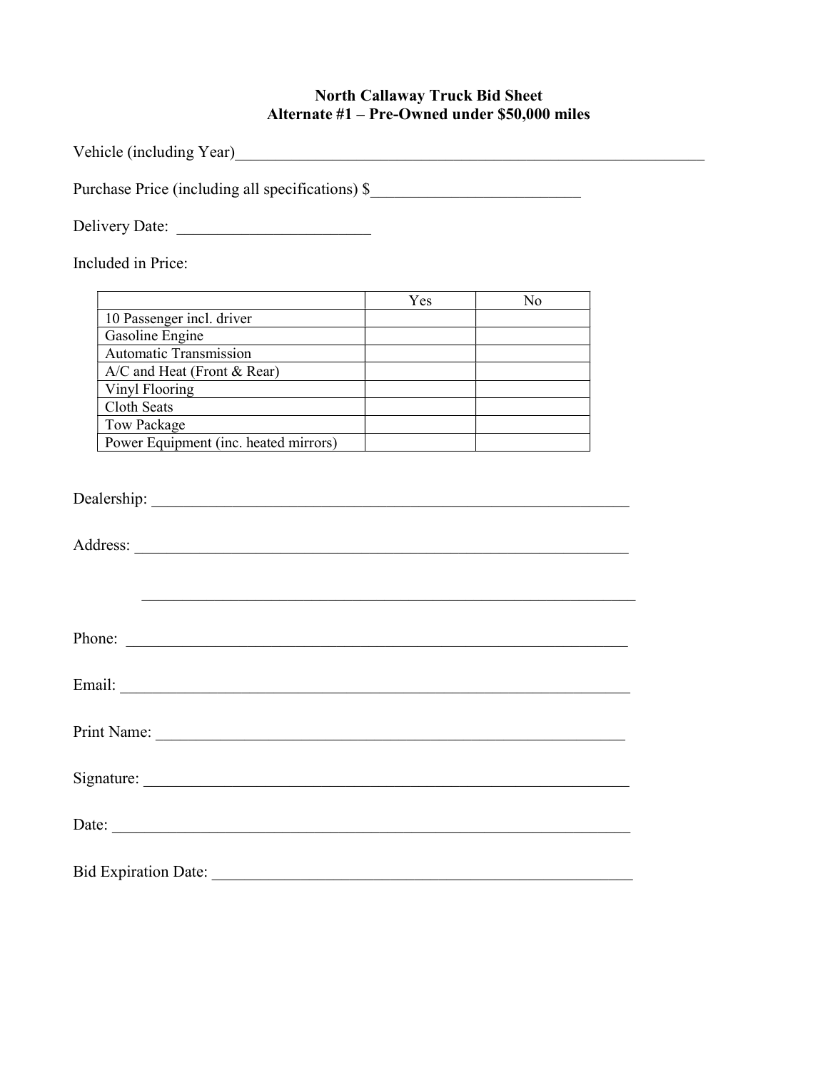# North Callaway Truck Bid Sheet
## Alternate #1 – Pre-Owned under $50,000 miles

Vehicle (including Year)________________________________________________________________

Purchase Price (including all specifications) $__________________________

Delivery Date: ________________________

Included in Price:

| | Yes | No |
|---|---|---|
| 10 Passenger incl. driver | | |
| Gasoline Engine | | |
| Automatic Transmission | | |
| A/C and Heat (Front & Rear) | | |
| Vinyl Flooring | | |
| Cloth Seats | | |
| Tow Package | | |
| Power Equipment (inc. heated mirrors) | | |

Dealership: ____________________________________________________________

Address: ______________________________________________________________

______________________________________________________________

Phone: ______________________________________________________________

Email: _______________________________________________________________

Print Name: ___________________________________________________________

Signature: ____________________________________________________________

Date: ________________________________________________________________

Bid Expiration Date: ____________________________________________________